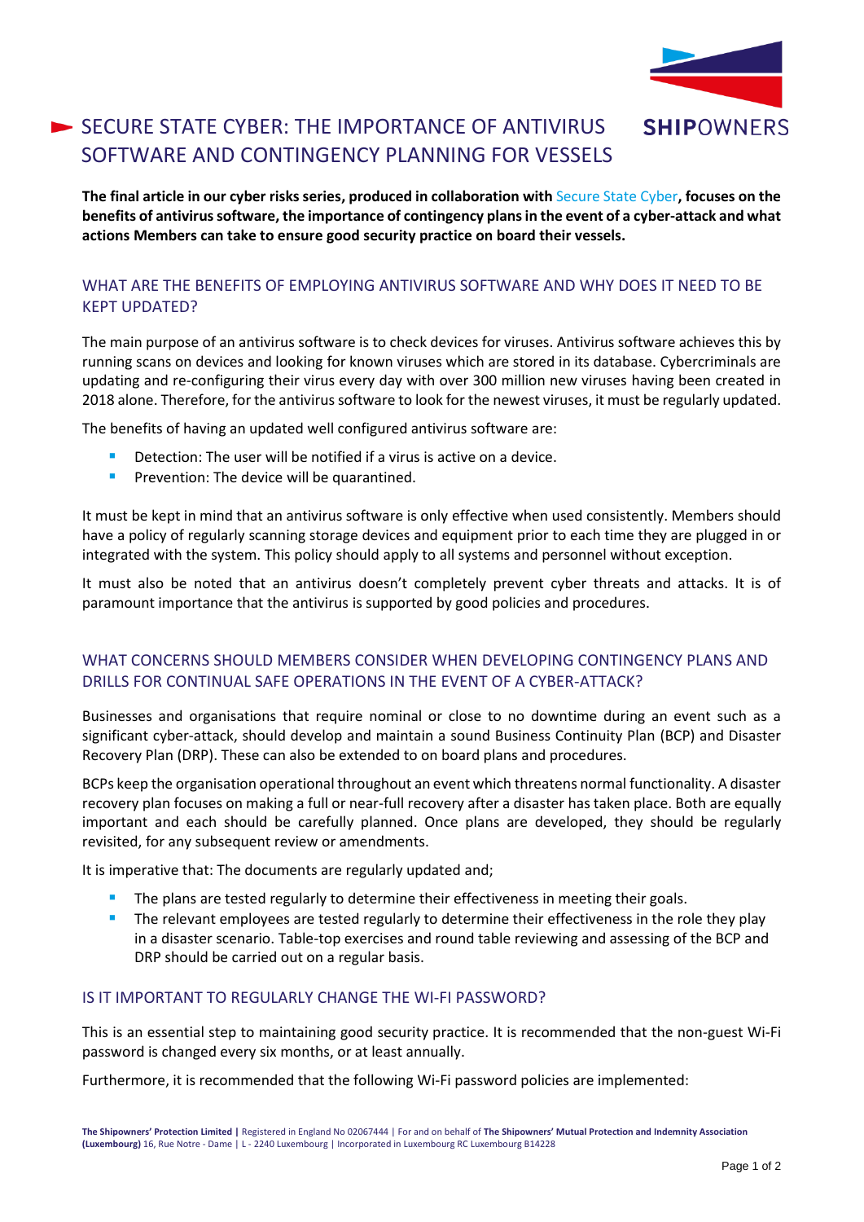# SECURE STATE CYBER: THE IMPORTANCE OF ANTIVIRUS SOFTWARE AND CONTINGENCY PLANNING FOR VESSELS

**The final article in our cyber risks series, produced in collaboration with Secure State Cyber, focuses on the benefits of antivirus software, the importance of contingency plans in the event of a cyber-attack and what actions Members can take to ensure good security practice on board their vessels.**

## WHAT ARE THE BENEFITS OF EMPLOYING ANTIVIRUS SOFTWARE AND WHY DOES IT NEED TO BE KEPT UPDATED?

The main purpose of an antivirus software is to check devices for viruses. Antivirus software achieves this by running scans on devices and looking for known viruses which are stored in its database. Cybercriminals are updating and re-configuring their virus every day with over 300 million new viruses having been created in 2018 alone. Therefore, for the antivirus software to look for the newest viruses, it must be regularly updated.

The benefits of having an updated well configured antivirus software are:

- Detection: The user will be notified if a virus is active on a device.
- Prevention: The device will be quarantined.

It must be kept in mind that an antivirus software is only effective when used consistently. Members should have a policy of regularly scanning storage devices and equipment prior to each time they are plugged in or integrated with the system. This policy should apply to all systems and personnel without exception.

It must also be noted that an antivirus doesn't completely prevent cyber threats and attacks. It is of paramount importance that the antivirus is supported by good policies and procedures.

## WHAT CONCERNS SHOULD MEMBERS CONSIDER WHEN DEVELOPING CONTINGENCY PLANS AND DRILLS FOR CONTINUAL SAFE OPERATIONS IN THE EVENT OF A CYBER-ATTACK?

Businesses and organisations that require nominal or close to no downtime during an event such as a significant cyber-attack, should develop and maintain a sound Business Continuity Plan (BCP) and Disaster Recovery Plan (DRP). These can also be extended to on board plans and procedures.

BCPs keep the organisation operational throughout an event which threatens normal functionality. A disaster recovery plan focuses on making a full or near-full recovery after a disaster has taken place. Both are equally important and each should be carefully planned. Once plans are developed, they should be regularly revisited, for any subsequent review or amendments.

It is imperative that: The documents are regularly updated and;

- The plans are tested regularly to determine their effectiveness in meeting their goals.
- The relevant employees are tested regularly to determine their effectiveness in the role they play in a disaster scenario. Table-top exercises and round table reviewing and assessing of the BCP and DRP should be carried out on a regular basis.

## IS IT IMPORTANT TO REGULARLY CHANGE THE WI-FI PASSWORD?

This is an essential step to maintaining good security practice. It is recommended that the non-guest Wi-Fi password is changed every six months, or at least annually.

Furthermore, it is recommended that the following Wi-Fi password policies are implemented: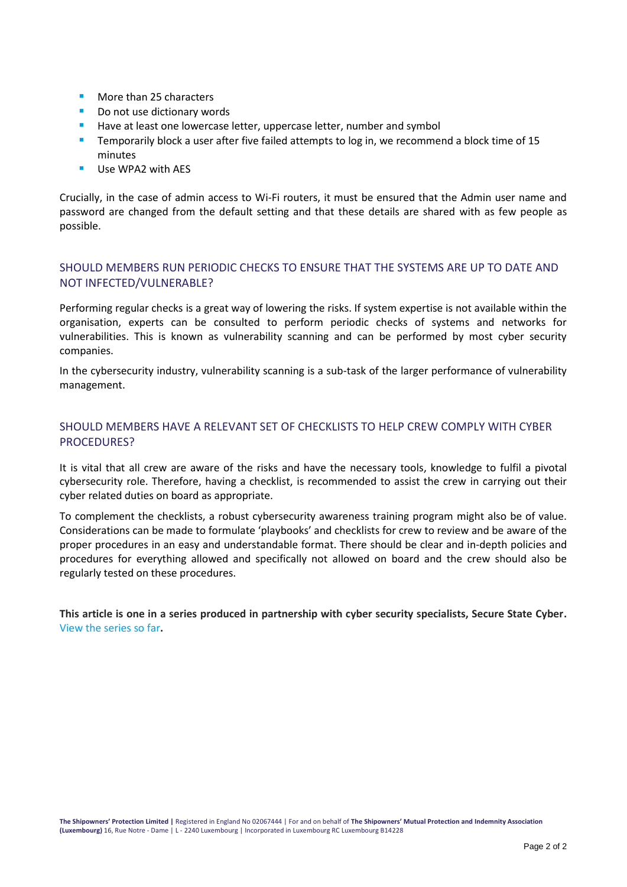- More than 25 characters
- Do not use dictionary words
- Have at least one lowercase letter, uppercase letter, number and symbol
- Temporarily block a user after five failed attempts to log in, we recommend a block time of 15 minutes
- Use WPA2 with AES

Crucially, in the case of admin access to Wi-Fi routers, it must be ensured that the Admin user name and password are changed from the default setting and that these details are shared with as few people as possible.

## SHOULD MEMBERS RUN PERIODIC CHECKS TO ENSURE THAT THE SYSTEMS ARE UP TO DATE AND NOT INFECTED/VULNERABLE?

Performing regular checks is a great way of lowering the risks. If system expertise is not available within the organisation, experts can be consulted to perform periodic checks of systems and networks for vulnerabilities. This is known as vulnerability scanning and can be performed by most cyber security companies.

In the cybersecurity industry, vulnerability scanning is a sub-task of the larger performance of vulnerability management.

## SHOULD MEMBERS HAVE A RELEVANT SET OF CHECKLISTS TO HELP CREW COMPLY WITH CYBER PROCEDURES?

It is vital that all crew are aware of the risks and have the necessary tools, knowledge to fulfil a pivotal cybersecurity role. Therefore, having a checklist, is recommended to assist the crew in carrying out their cyber related duties on board as appropriate.

To complement the checklists, a robust cybersecurity awareness training program might also be of value. Considerations can be made to formulate 'playbooks' and checklists for crew to review and be aware of the proper procedures in an easy and understandable format. There should be clear and in-depth policies and procedures for everything allowed and specifically not allowed on board and the crew should also be regularly tested on these procedures.

**This article is one in a series produced in partnership with cyber security specialists, Secure State Cyber.** View the series so far**.**

**The Shipowners' Protection Limited** | Registered in England No 02067444 | For and on behalf of **The Shipowners' Mutual Protection and Indemnity Association (Luxembourg)** 16, Rue Notre - Dame | L - 2240 Luxembourg | Incorporated in Luxembourg RC Luxembourg B14228